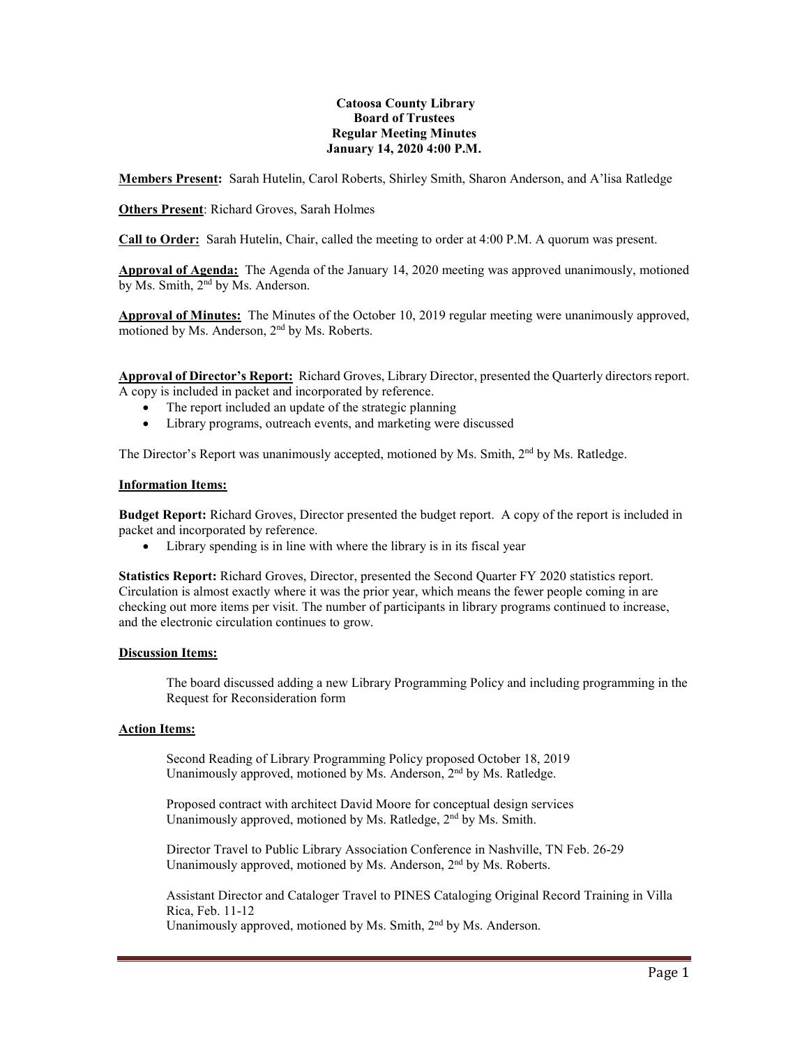**Catoosa County Library**
**Board of Trustees**
**Regular Meeting Minutes**
**January 14, 2020 4:00 P.M.**

**Members Present:** Sarah Hutelin, Carol Roberts, Shirley Smith, Sharon Anderson, and A'lisa Ratledge

**Others Present**: Richard Groves, Sarah Holmes

**Call to Order:** Sarah Hutelin, Chair, called the meeting to order at 4:00 P.M. A quorum was present.

**Approval of Agenda:** The Agenda of the January 14, 2020 meeting was approved unanimously, motioned by Ms. Smith, 2nd by Ms. Anderson.

**Approval of Minutes:** The Minutes of the October 10, 2019 regular meeting were unanimously approved, motioned by Ms. Anderson, 2nd by Ms. Roberts.

**Approval of Director's Report:** Richard Groves, Library Director, presented the Quarterly directors report. A copy is included in packet and incorporated by reference.

- The report included an update of the strategic planning
- Library programs, outreach events, and marketing were discussed

The Director's Report was unanimously accepted, motioned by Ms. Smith, 2nd by Ms. Ratledge.

**Information Items:**

**Budget Report:** Richard Groves, Director presented the budget report. A copy of the report is included in packet and incorporated by reference.

- Library spending is in line with where the library is in its fiscal year

**Statistics Report:** Richard Groves, Director, presented the Second Quarter FY 2020 statistics report. Circulation is almost exactly where it was the prior year, which means the fewer people coming in are checking out more items per visit. The number of participants in library programs continued to increase, and the electronic circulation continues to grow.

**Discussion Items:**

The board discussed adding a new Library Programming Policy and including programming in the Request for Reconsideration form

**Action Items:**

Second Reading of Library Programming Policy proposed October 18, 2019
Unanimously approved, motioned by Ms. Anderson, 2nd by Ms. Ratledge.

Proposed contract with architect David Moore for conceptual design services
Unanimously approved, motioned by Ms. Ratledge, 2nd by Ms. Smith.

Director Travel to Public Library Association Conference in Nashville, TN Feb. 26-29
Unanimously approved, motioned by Ms. Anderson, 2nd by Ms. Roberts.

Assistant Director and Cataloger Travel to PINES Cataloging Original Record Training in Villa Rica, Feb. 11-12
Unanimously approved, motioned by Ms. Smith, 2nd by Ms. Anderson.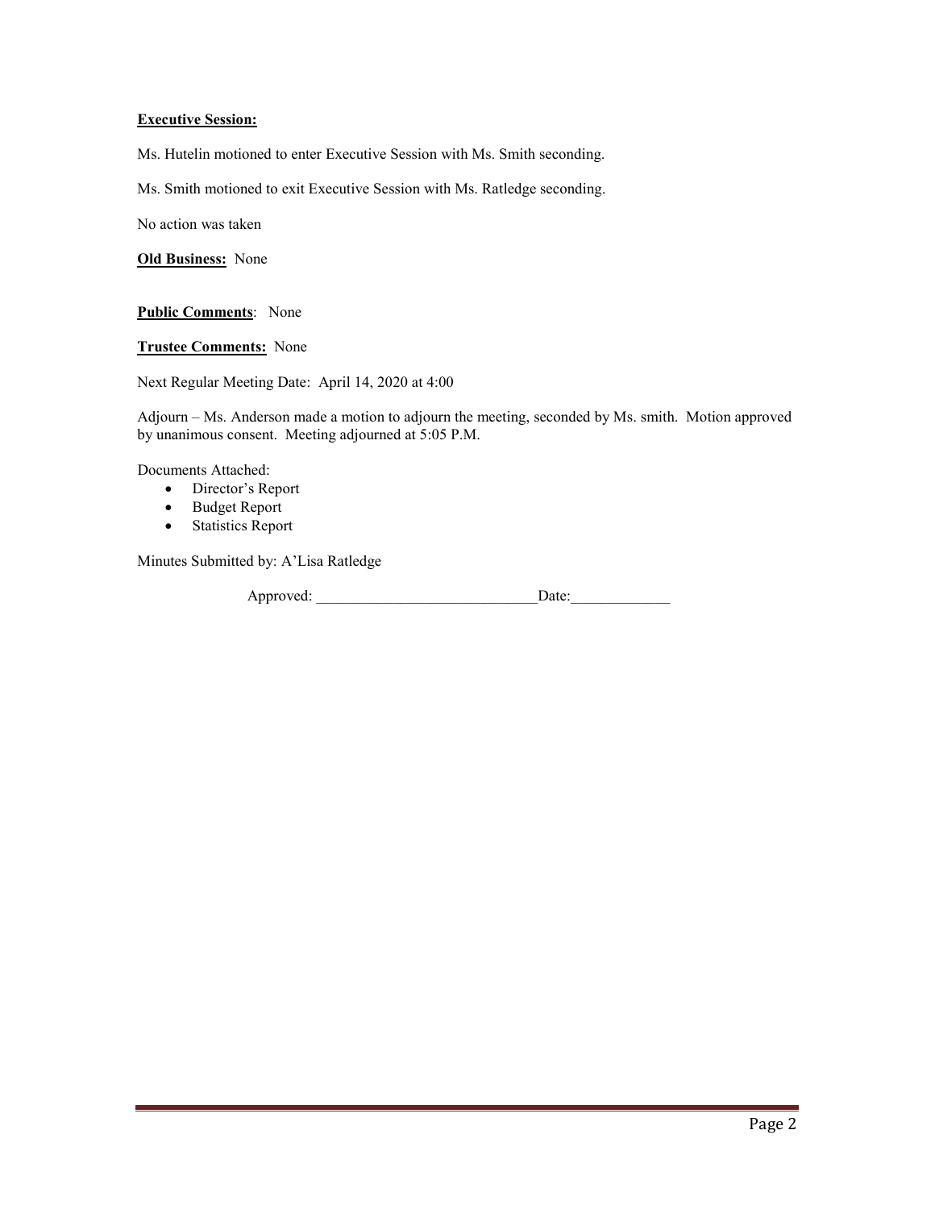**Executive Session:**

Ms. Hutelin motioned to enter Executive Session with Ms. Smith seconding.

Ms. Smith motioned to exit Executive Session with Ms. Ratledge seconding.

No action was taken

**Old Business:** None

**Public Comments**: None

**Trustee Comments:** None

Next Regular Meeting Date: April 14, 2020 at 4:00

Adjourn – Ms. Anderson made a motion to adjourn the meeting, seconded by Ms. smith. Motion approved by unanimous consent. Meeting adjourned at 5:05 P.M.

Documents Attached:

- Director's Report
- Budget Report
- Statistics Report

Minutes Submitted by: A'Lisa Ratledge

Approved: ____________________________Date:_____________